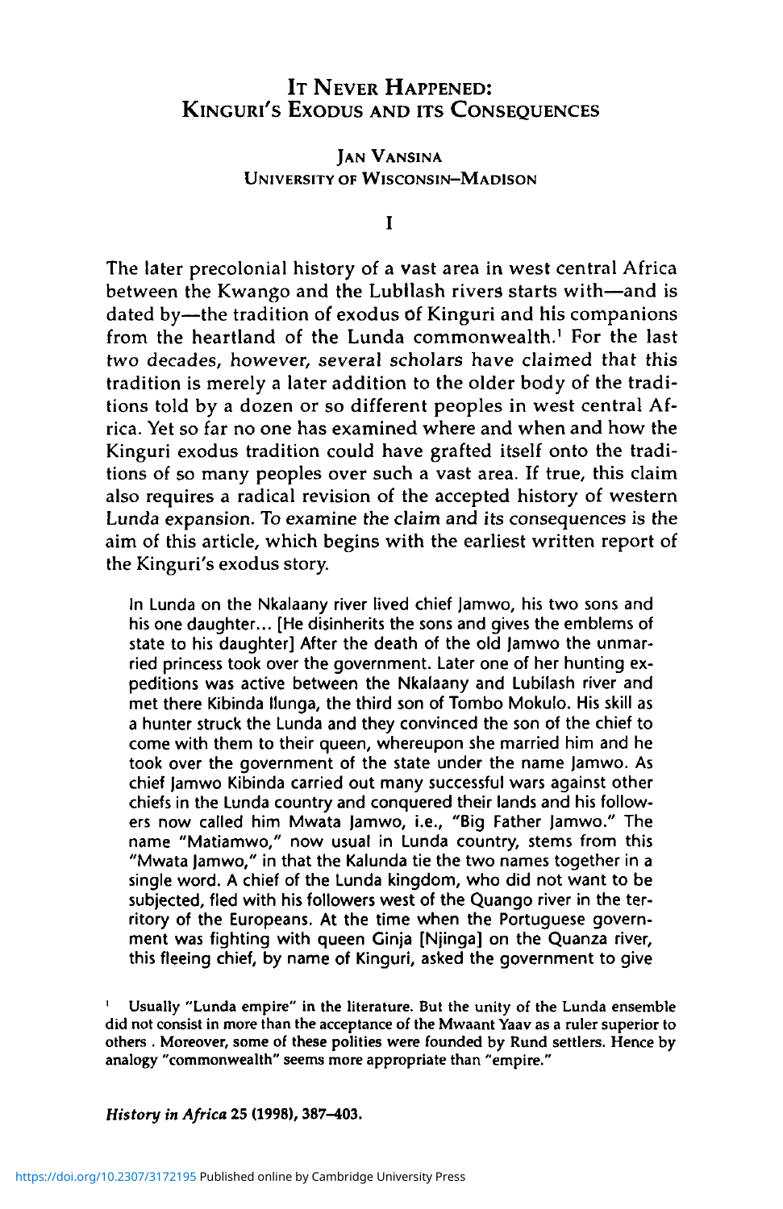# It Never Happened: Kinguri's Exodus and its Consequences

### Jan Vansina
### University of Wisconsin–Madison

## I

The later precolonial history of a vast area in west central Africa between the Kwango and the Lubilash rivers starts with—and is dated by—the tradition of exodus of Kinguri and his companions from the heartland of the Lunda commonwealth.[1] For the last two decades, however, several scholars have claimed that this tradition is merely a later addition to the older body of the traditions told by a dozen or so different peoples in west central Africa. Yet so far no one has examined where and when and how the Kinguri exodus tradition could have grafted itself onto the traditions of so many peoples over such a vast area. If true, this claim also requires a radical revision of the accepted history of western Lunda expansion. To examine the claim and its consequences is the aim of this article, which begins with the earliest written report of the Kinguri's exodus story.

> In Lunda on the Nkalaany river lived chief Jamwo, his two sons and his one daughter... [He disinherits the sons and gives the emblems of state to his daughter] After the death of the old Jamwo the unmarried princess took over the government. Later one of her hunting expeditions was active between the Nkalaany and Lubilash river and met there Kibinda Ilunga, the third son of Tombo Mokulo. His skill as a hunter struck the Lunda and they convinced the son of the chief to come with them to their queen, whereupon she married him and he took over the government of the state under the name Jamwo. As chief Jamwo Kibinda carried out many successful wars against other chiefs in the Lunda country and conquered their lands and his followers now called him Mwata Jamwo, i.e., "Big Father Jamwo." The name "Matiamwo," now usual in Lunda country, stems from this "Mwata Jamwo," in that the Kalunda tie the two names together in a single word. A chief of the Lunda kingdom, who did not want to be subjected, fled with his followers west of the Quango river in the territory of the Europeans. At the time when the Portuguese government was fighting with queen Ginja [Njinga] on the Quanza river, this fleeing chief, by name of Kinguri, asked the government to give

[1] Usually "Lunda empire" in the literature. But the unity of the Lunda ensemble did not consist in more than the acceptance of the Mwaant Yaav as a ruler superior to others . Moreover, some of these polities were founded by Rund settlers. Hence by analogy "commonwealth" seems more appropriate than "empire."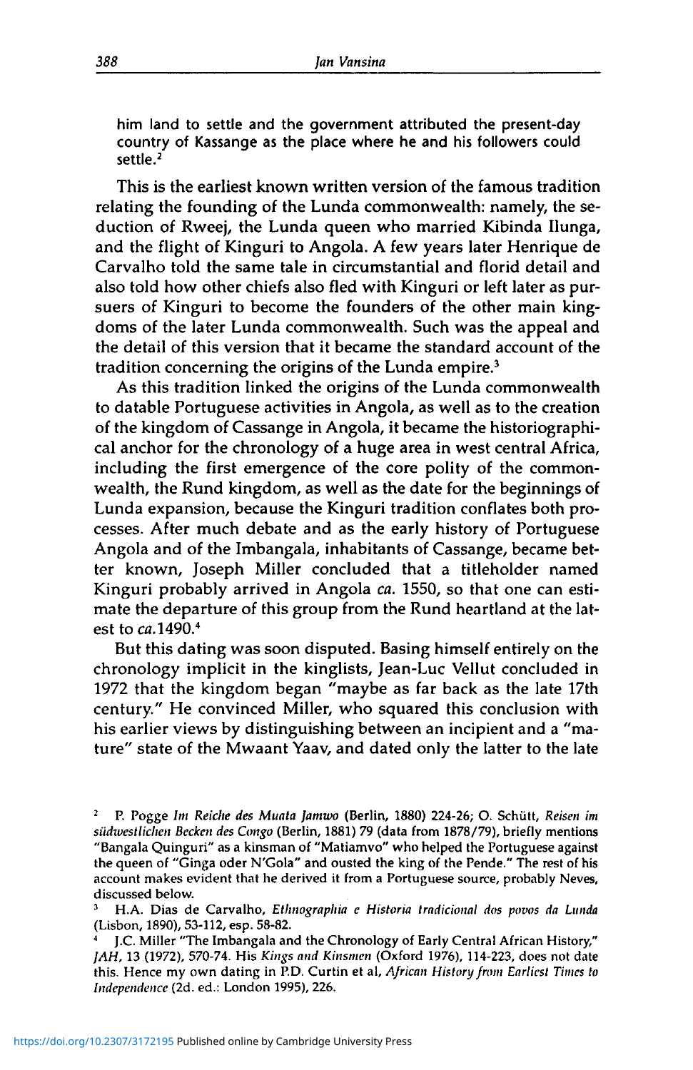him land to settle and the government attributed the present-day country of Kassange as the place where he and his followers could settle.[2]

This is the earliest known written version of the famous tradition relating the founding of the Lunda commonwealth: namely, the seduction of Rweej, the Lunda queen who married Kibinda Ilunga, and the flight of Kinguri to Angola. A few years later Henrique de Carvalho told the same tale in circumstantial and florid detail and also told how other chiefs also fled with Kinguri or left later as pursuers of Kinguri to become the founders of the other main kingdoms of the later Lunda commonwealth. Such was the appeal and the detail of this version that it became the standard account of the tradition concerning the origins of the Lunda empire.[3]

As this tradition linked the origins of the Lunda commonwealth to datable Portuguese activities in Angola, as well as to the creation of the kingdom of Cassange in Angola, it became the historiographical anchor for the chronology of a huge area in west central Africa, including the first emergence of the core polity of the commonwealth, the Rund kingdom, as well as the date for the beginnings of Lunda expansion, because the Kinguri tradition conflates both processes. After much debate and as the early history of Portuguese Angola and of the Imbangala, inhabitants of Cassange, became better known, Joseph Miller concluded that a titleholder named Kinguri probably arrived in Angola *ca.* 1550, so that one can estimate the departure of this group from the Rund heartland at the latest to *ca.*1490.[4]

But this dating was soon disputed. Basing himself entirely on the chronology implicit in the kinglists, Jean-Luc Vellut concluded in 1972 that the kingdom began "maybe as far back as the late 17th century." He convinced Miller, who squared this conclusion with his earlier views by distinguishing between an incipient and a "mature" state of the Mwaant Yaav, and dated only the latter to the late

---

[2] P. Pogge *Im Reiche des Muata Jamwo* (Berlin, 1880) 224-26; O. Schütt, *Reisen im südwestlichen Becken des Congo* (Berlin, 1881) 79 (data from 1878/79), briefly mentions "Bangala Quinguri" as a kinsman of "Matiamvo" who helped the Portuguese against the queen of "Ginga oder N'Gola" and ousted the king of the Pende." The rest of his account makes evident that he derived it from a Portuguese source, probably Neves, discussed below.

[3] H.A. Dias de Carvalho, *Ethnographia e Historia tradicional dos povos da Lunda* (Lisbon, 1890), 53-112, esp. 58-82.

[4] J.C. Miller "The Imbangala and the Chronology of Early Central African History," *JAH*, 13 (1972), 570-74. His *Kings and Kinsmen* (Oxford 1976), 114-223, does not date this. Hence my own dating in P.D. Curtin et al, *African History from Earliest Times to Independence* (2d. ed.: London 1995), 226.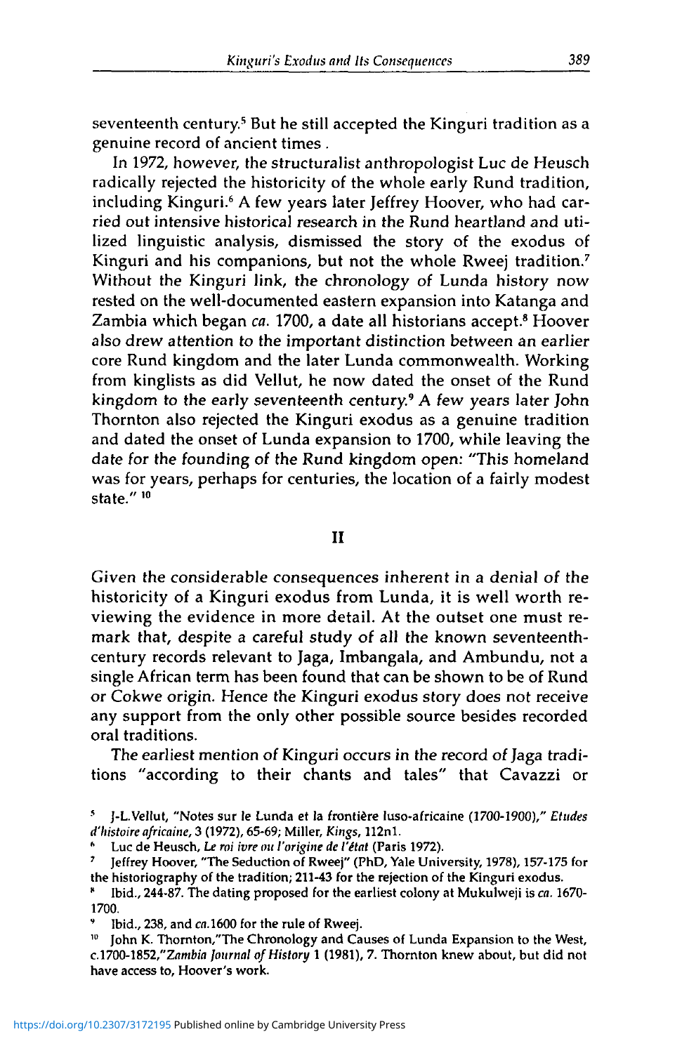seventeenth century.[5] But he still accepted the Kinguri tradition as a genuine record of ancient times .

In 1972, however, the structuralist anthropologist Luc de Heusch radically rejected the historicity of the whole early Rund tradition, including Kinguri.[6] A few years later Jeffrey Hoover, who had carried out intensive historical research in the Rund heartland and utilized linguistic analysis, dismissed the story of the exodus of Kinguri and his companions, but not the whole Rweej tradition.[7] Without the Kinguri link, the chronology of Lunda history now rested on the well-documented eastern expansion into Katanga and Zambia which began *ca.* 1700, a date all historians accept.[8] Hoover also drew attention to the important distinction between an earlier core Rund kingdom and the later Lunda commonwealth. Working from kinglists as did Vellut, he now dated the onset of the Rund kingdom to the early seventeenth century.[9] A few years later John Thornton also rejected the Kinguri exodus as a genuine tradition and dated the onset of Lunda expansion to 1700, while leaving the date for the founding of the Rund kingdom open: "This homeland was for years, perhaps for centuries, the location of a fairly modest state." [10]

## II

Given the considerable consequences inherent in a denial of the historicity of a Kinguri exodus from Lunda, it is well worth reviewing the evidence in more detail. At the outset one must remark that, despite a careful study of all the known seventeenth-century records relevant to Jaga, Imbangala, and Ambundu, not a single African term has been found that can be shown to be of Rund or Cokwe origin. Hence the Kinguri exodus story does not receive any support from the only other possible source besides recorded oral traditions.

The earliest mention of Kinguri occurs in the record of Jaga traditions "according to their chants and tales" that Cavazzi or

---

[5] J-L.Vellut, "Notes sur le Lunda et la frontière luso-africaine (1700-1900)," *Etudes d'histoire africaine*, 3 (1972), 65-69; Miller, *Kings*, 112n1.

[6] Luc de Heusch, *Le roi ivre ou l'origine de l'état* (Paris 1972).

[7] Jeffrey Hoover, "The Seduction of Rweej" (PhD, Yale University, 1978), 157-175 for the historiography of the tradition; 211-43 for the rejection of the Kinguri exodus.

[8] Ibid., 244-87. The dating proposed for the earliest colony at Mukulweji is *ca.* 1670-1700.

[9] Ibid., 238, and *ca.*1600 for the rule of Rweej.

[10] John K. Thornton,"The Chronology and Causes of Lunda Expansion to the West, c.1700-1852,"*Zambia Journal of History* 1 (1981), 7. Thornton knew about, but did not have access to, Hoover's work.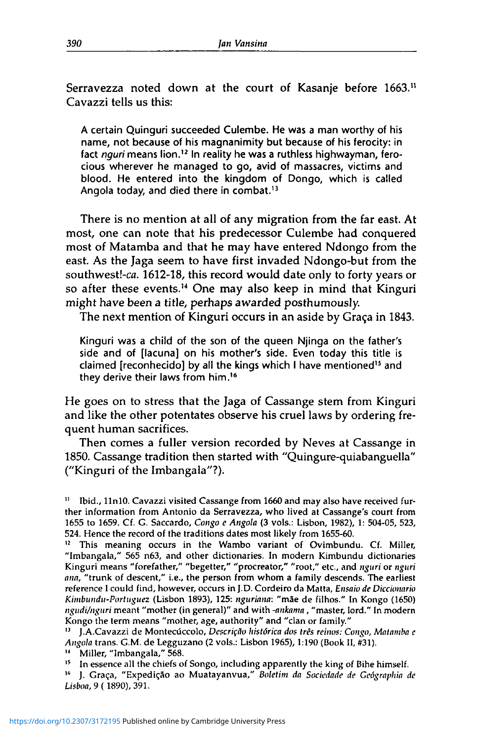Serravezza noted down at the court of Kasanje before 1663.[11] Cavazzi tells us this:

> A certain Quinguri succeeded Culembe. He was a man worthy of his name, not because of his magnanimity but because of his ferocity: in fact *nguri* means lion.[12] In reality he was a ruthless highwayman, ferocious wherever he managed to go, avid of massacres, victims and blood. He entered into the kingdom of Dongo, which is called Angola today, and died there in combat.[13]

There is no mention at all of any migration from the far east. At most, one can note that his predecessor Culembe had conquered most of Matamba and that he may have entered Ndongo from the east. As the Jaga seem to have first invaded Ndongo-but from the southwest!-*ca.* 1612-18, this record would date only to forty years or so after these events.[14] One may also keep in mind that Kinguri might have been a title, perhaps awarded posthumously.

The next mention of Kinguri occurs in an aside by Graça in 1843.

> Kinguri was a child of the son of the queen Njinga on the father's side and of [lacuna] on his mother's side. Even today this title is claimed [reconhecido] by all the kings which I have mentioned[15] and they derive their laws from him.[16]

He goes on to stress that the Jaga of Cassange stem from Kinguri and like the other potentates observe his cruel laws by ordering frequent human sacrifices.

Then comes a fuller version recorded by Neves at Cassange in 1850. Cassange tradition then started with "Quingure-quiabanguella" ("Kinguri of the Imbangala"?).

[11] Ibid., 11n10. Cavazzi visited Cassange from 1660 and may also have received further information from Antonio da Serravezza, who lived at Cassange's court from 1655 to 1659. Cf. G. Saccardo, *Congo e Angola* (3 vols.: Lisbon, 1982), 1: 504-05, 523, 524. Hence the record of the traditions dates most likely from 1655-60.

[12] This meaning occurs in the Wambo variant of Ovimbundu. Cf. Miller, "Imbangala," 565 n63, and other dictionaries. In modern Kimbundu dictionaries Kinguri means "forefather," "begetter," "procreator," "root," etc., and *nguri* or *nguri ana*, "trunk of descent," i.e., the person from whom a family descends. The earliest reference I could find, however, occurs in J.D. Cordeiro da Matta, *Ensaio de Diccionario Kimbundu-Portuguez* (Lisbon 1893), 125: *nguriana*: "mãe de filhos." In Kongo (1650) *ngudi/nguri* meant "mother (in general)" and with *-ankama*, "master, lord." In modern Kongo the term means "mother, age, authority" and "clan or family."

[13] J.A.Cavazzi de Montecúccolo, *Descrição histórica dos três reinos: Congo, Matamba e Angola* trans. G.M. de Legguzano (2 vols.: Lisbon 1965), 1:190 (Book II, #31).

[14] Miller, "Imbangala," 568.

[15] In essence all the chiefs of Songo, including apparently the king of Bihe himself.

[16] J. Graça, "Expedição ao Muatayanvua," *Boletim da Sociedade de Geógraphia de Lisboa*, 9 (1890), 391.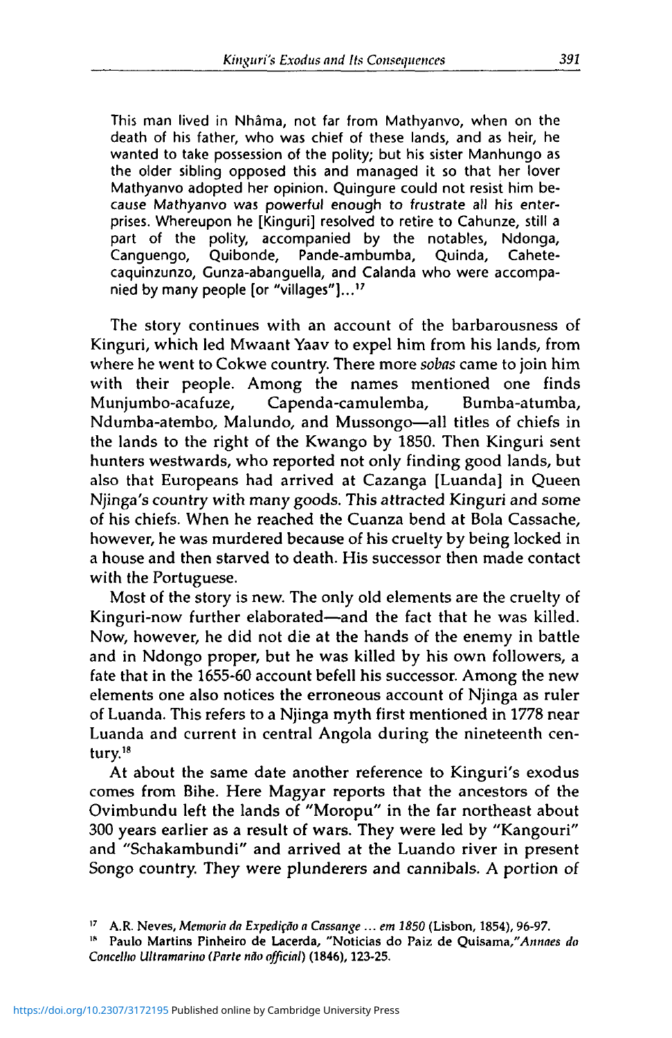> This man lived in Nhâma, not far from Mathyanvo, when on the death of his father, who was chief of these lands, and as heir, he wanted to take possession of the polity; but his sister Manhungo as the older sibling opposed this and managed it so that her lover Mathyanvo adopted her opinion. Quingure could not resist him because Mathyanvo was powerful enough to frustrate all his enterprises. Whereupon he [Kinguri] resolved to retire to Cahunze, still a part of the polity, accompanied by the notables, Ndonga, Canguengo, Quibonde, Pande-ambumba, Quinda, Cahetecaquinzunzo, Gunza-abanguella, and Calanda who were accompanied by many people [or "villages"]...[17]

The story continues with an account of the barbarousness of Kinguri, which led Mwaant Yaav to expel him from his lands, from where he went to Cokwe country. There more *sobas* came to join him with their people. Among the names mentioned one finds Munjumbo-acafuze, Capenda-camulemba, Bumba-atumba, Ndumba-atembo, Malundo, and Mussongo—all titles of chiefs in the lands to the right of the Kwango by 1850. Then Kinguri sent hunters westwards, who reported not only finding good lands, but also that Europeans had arrived at Cazanga [Luanda] in Queen Njinga's country with many goods. This attracted Kinguri and some of his chiefs. When he reached the Cuanza bend at Bola Cassache, however, he was murdered because of his cruelty by being locked in a house and then starved to death. His successor then made contact with the Portuguese.

Most of the story is new. The only old elements are the cruelty of Kinguri-now further elaborated—and the fact that he was killed. Now, however, he did not die at the hands of the enemy in battle and in Ndongo proper, but he was killed by his own followers, a fate that in the 1655-60 account befell his successor. Among the new elements one also notices the erroneous account of Njinga as ruler of Luanda. This refers to a Njinga myth first mentioned in 1778 near Luanda and current in central Angola during the nineteenth century.[18]

At about the same date another reference to Kinguri's exodus comes from Bihe. Here Magyar reports that the ancestors of the Ovimbundu left the lands of "Moropu" in the far northeast about 300 years earlier as a result of wars. They were led by "Kangouri" and "Schakambundi" and arrived at the Luando river in present Songo country. They were plunderers and cannibals. A portion of

[17] A.R. Neves, *Memoria da Expedição a Cassange ... em 1850* (Lisbon, 1854), 96-97.

[18] Paulo Martins Pinheiro de Lacerda, "Noticias do Paiz de Quisama,"*Annaes do Concelho Ultramarino (Parte não official)* (1846), 123-25.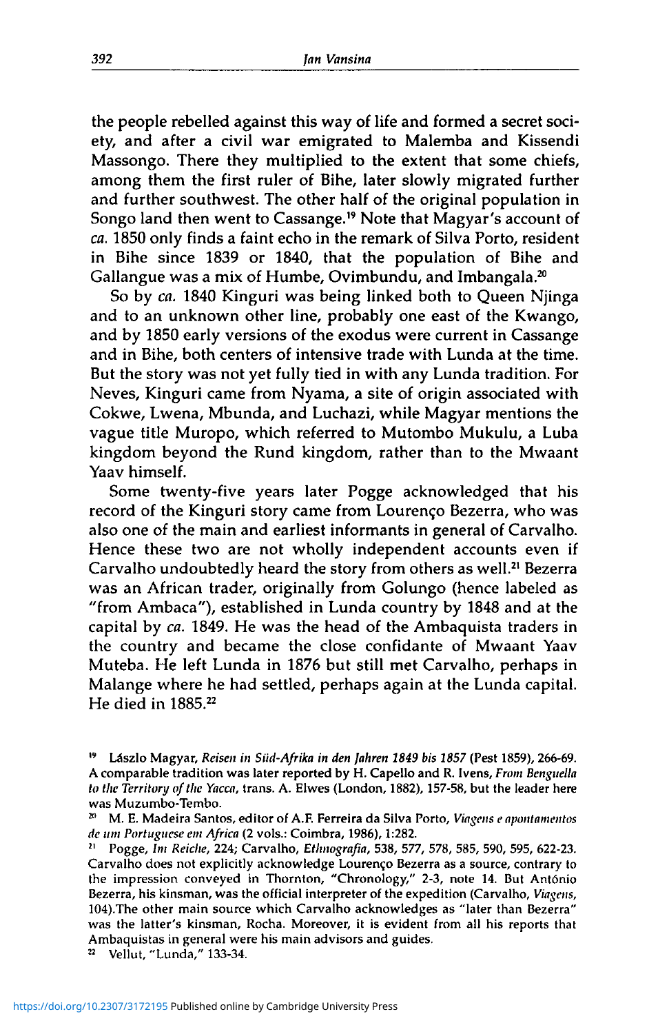the people rebelled against this way of life and formed a secret society, and after a civil war emigrated to Malemba and Kissendi Massongo. There they multiplied to the extent that some chiefs, among them the first ruler of Bihe, later slowly migrated further and further southwest. The other half of the original population in Songo land then went to Cassange.[19] Note that Magyar's account of *ca.* 1850 only finds a faint echo in the remark of Silva Porto, resident in Bihe since 1839 or 1840, that the population of Bihe and Gallangue was a mix of Humbe, Ovimbundu, and Imbangala.[20]

So by *ca.* 1840 Kinguri was being linked both to Queen Njinga and to an unknown other line, probably one east of the Kwango, and by 1850 early versions of the exodus were current in Cassange and in Bihe, both centers of intensive trade with Lunda at the time. But the story was not yet fully tied in with any Lunda tradition. For Neves, Kinguri came from Nyama, a site of origin associated with Cokwe, Lwena, Mbunda, and Luchazi, while Magyar mentions the vague title Muropo, which referred to Mutombo Mukulu, a Luba kingdom beyond the Rund kingdom, rather than to the Mwaant Yaav himself.

Some twenty-five years later Pogge acknowledged that his record of the Kinguri story came from Lourenço Bezerra, who was also one of the main and earliest informants in general of Carvalho. Hence these two are not wholly independent accounts even if Carvalho undoubtedly heard the story from others as well.[21] Bezerra was an African trader, originally from Golungo (hence labeled as "from Ambaca"), established in Lunda country by 1848 and at the capital by *ca.* 1849. He was the head of the Ambaquista traders in the country and became the close confidante of Mwaant Yaav Muteba. He left Lunda in 1876 but still met Carvalho, perhaps in Malange where he had settled, perhaps again at the Lunda capital. He died in 1885.[22]

---

[19] Lászlo Magyar, *Reisen in Süd-Afrika in den Jahren 1849 bis 1857* (Pest 1859), 266-69. A comparable tradition was later reported by H. Capello and R. Ivens, *From Benguella to the Territory of the Yacca*, trans. A. Elwes (London, 1882), 157-58, but the leader here was Muzumbo-Tembo.

[20] M. E. Madeira Santos, editor of A.F. Ferreira da Silva Porto, *Viagens e apontamentos de um Portuguese em Africa* (2 vols.: Coimbra, 1986), 1:282.

[21] Pogge, *Im Reiche*, 224; Carvalho, *Ethnografia*, 538, 577, 578, 585, 590, 595, 622-23. Carvalho does not explicitly acknowledge Lourenço Bezerra as a source, contrary to the impression conveyed in Thornton, "Chronology," 2-3, note 14. But António Bezerra, his kinsman, was the official interpreter of the expedition (Carvalho, *Viagens*, 104).The other main source which Carvalho acknowledges as "later than Bezerra" was the latter's kinsman, Rocha. Moreover, it is evident from all his reports that Ambaquistas in general were his main advisors and guides.

[22] Vellut, "Lunda," 133-34.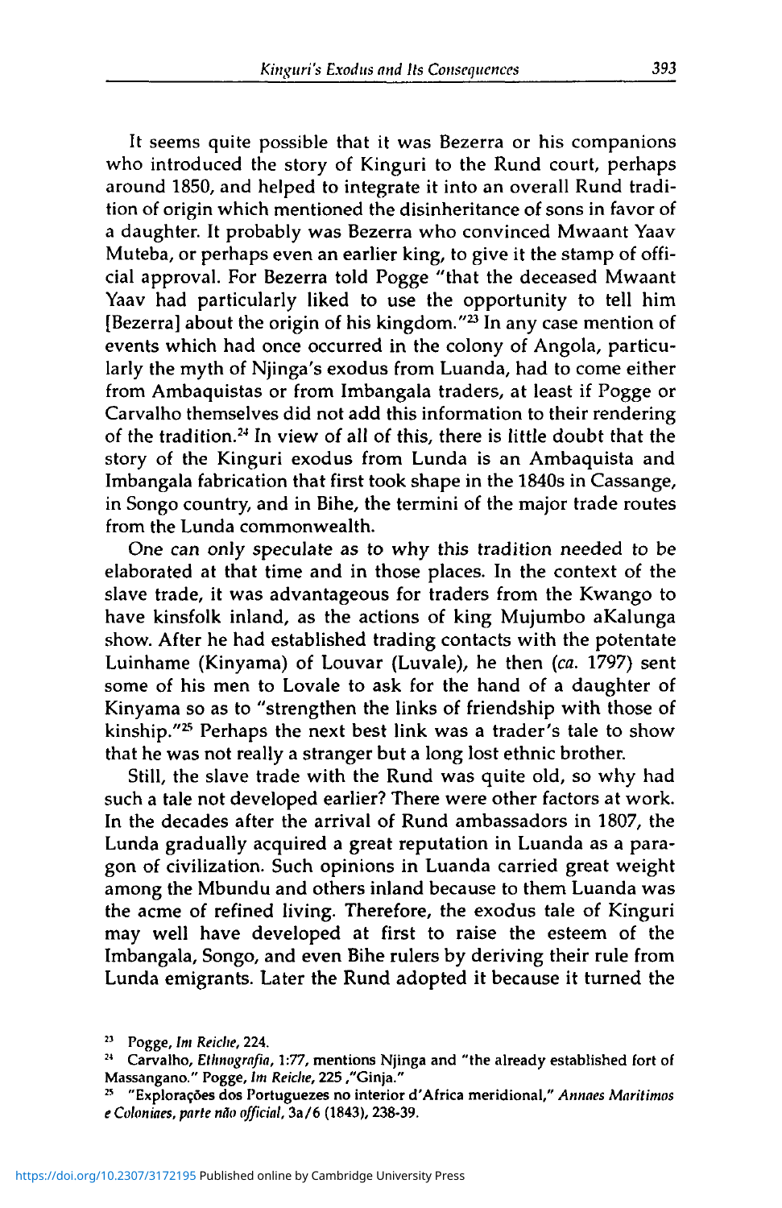It seems quite possible that it was Bezerra or his companions who introduced the story of Kinguri to the Rund court, perhaps around 1850, and helped to integrate it into an overall Rund tradition of origin which mentioned the disinheritance of sons in favor of a daughter. It probably was Bezerra who convinced Mwaant Yaav Muteba, or perhaps even an earlier king, to give it the stamp of official approval. For Bezerra told Pogge "that the deceased Mwaant Yaav had particularly liked to use the opportunity to tell him [Bezerra] about the origin of his kingdom."[23] In any case mention of events which had once occurred in the colony of Angola, particularly the myth of Njinga's exodus from Luanda, had to come either from Ambaquistas or from Imbangala traders, at least if Pogge or Carvalho themselves did not add this information to their rendering of the tradition.[24] In view of all of this, there is little doubt that the story of the Kinguri exodus from Lunda is an Ambaquista and Imbangala fabrication that first took shape in the 1840s in Cassange, in Songo country, and in Bihe, the termini of the major trade routes from the Lunda commonwealth.

One can only speculate as to why this tradition needed to be elaborated at that time and in those places. In the context of the slave trade, it was advantageous for traders from the Kwango to have kinsfolk inland, as the actions of king Mujumbo aKalunga show. After he had established trading contacts with the potentate Luinhame (Kinyama) of Louvar (Luvale), he then (*ca.* 1797) sent some of his men to Lovale to ask for the hand of a daughter of Kinyama so as to "strengthen the links of friendship with those of kinship."[25] Perhaps the next best link was a trader's tale to show that he was not really a stranger but a long lost ethnic brother.

Still, the slave trade with the Rund was quite old, so why had such a tale not developed earlier? There were other factors at work. In the decades after the arrival of Rund ambassadors in 1807, the Lunda gradually acquired a great reputation in Luanda as a paragon of civilization. Such opinions in Luanda carried great weight among the Mbundu and others inland because to them Luanda was the acme of refined living. Therefore, the exodus tale of Kinguri may well have developed at first to raise the esteem of the Imbangala, Songo, and even Bihe rulers by deriving their rule from Lunda emigrants. Later the Rund adopted it because it turned the

---

[23] Pogge, *Im Reiche*, 224.

[24] Carvalho, *Ethnografia*, 1:77, mentions Njinga and "the already established fort of Massangano." Pogge, *Im Reiche*, 225 ,"Ginja."

[25] "Explorações dos Portuguezes no interior d'Africa meridional," *Annaes Maritimos e Coloniaes, parte não official*, 3a/6 (1843), 238-39.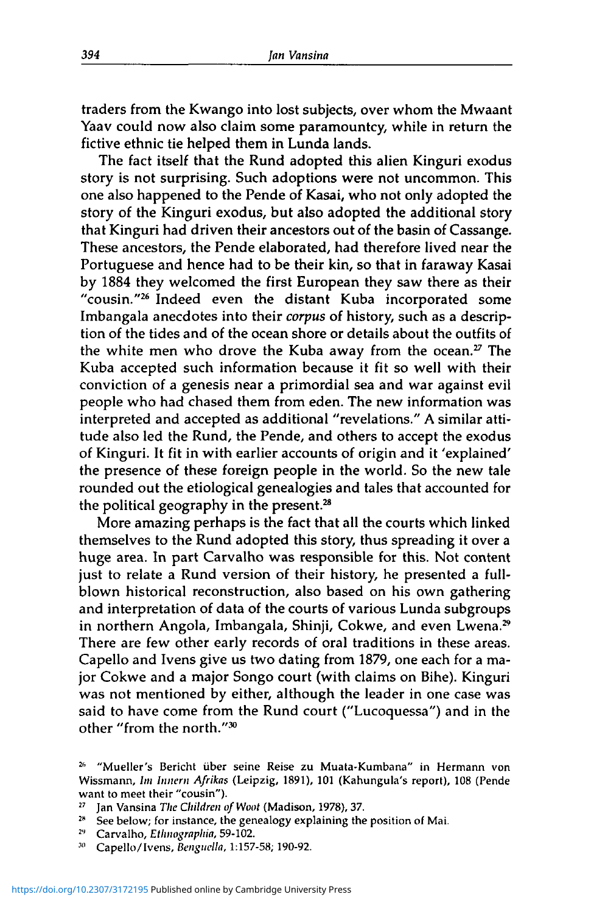traders from the Kwango into lost subjects, over whom the Mwaant Yaav could now also claim some paramountcy, while in return the fictive ethnic tie helped them in Lunda lands.

The fact itself that the Rund adopted this alien Kinguri exodus story is not surprising. Such adoptions were not uncommon. This one also happened to the Pende of Kasai, who not only adopted the story of the Kinguri exodus, but also adopted the additional story that Kinguri had driven their ancestors out of the basin of Cassange. These ancestors, the Pende elaborated, had therefore lived near the Portuguese and hence had to be their kin, so that in faraway Kasai by 1884 they welcomed the first European they saw there as their "cousin."[26] Indeed even the distant Kuba incorporated some Imbangala anecdotes into their *corpus* of history, such as a description of the tides and of the ocean shore or details about the outfits of the white men who drove the Kuba away from the ocean.[27] The Kuba accepted such information because it fit so well with their conviction of a genesis near a primordial sea and war against evil people who had chased them from eden. The new information was interpreted and accepted as additional "revelations." A similar attitude also led the Rund, the Pende, and others to accept the exodus of Kinguri. It fit in with earlier accounts of origin and it 'explained' the presence of these foreign people in the world. So the new tale rounded out the etiological genealogies and tales that accounted for the political geography in the present.[28]

More amazing perhaps is the fact that all the courts which linked themselves to the Rund adopted this story, thus spreading it over a huge area. In part Carvalho was responsible for this. Not content just to relate a Rund version of their history, he presented a full-blown historical reconstruction, also based on his own gathering and interpretation of data of the courts of various Lunda subgroups in northern Angola, Imbangala, Shinji, Cokwe, and even Lwena.[29] There are few other early records of oral traditions in these areas. Capello and Ivens give us two dating from 1879, one each for a major Cokwe and a major Songo court (with claims on Bihe). Kinguri was not mentioned by either, although the leader in one case was said to have come from the Rund court ("Lucoquessa") and in the other "from the north."[30]

[26] "Mueller's Bericht über seine Reise zu Muata-Kumbana" in Hermann von Wissmann, *Im Innern Afrikas* (Leipzig, 1891), 101 (Kahungula's report), 108 (Pende want to meet their "cousin").

[27] Jan Vansina *The Children of Woot* (Madison, 1978), 37.

[28] See below; for instance, the genealogy explaining the position of Mai.

[29] Carvalho, *Ethnographia*, 59-102.

[30] Capello/Ivens, *Benguella*, 1:157-58; 190-92.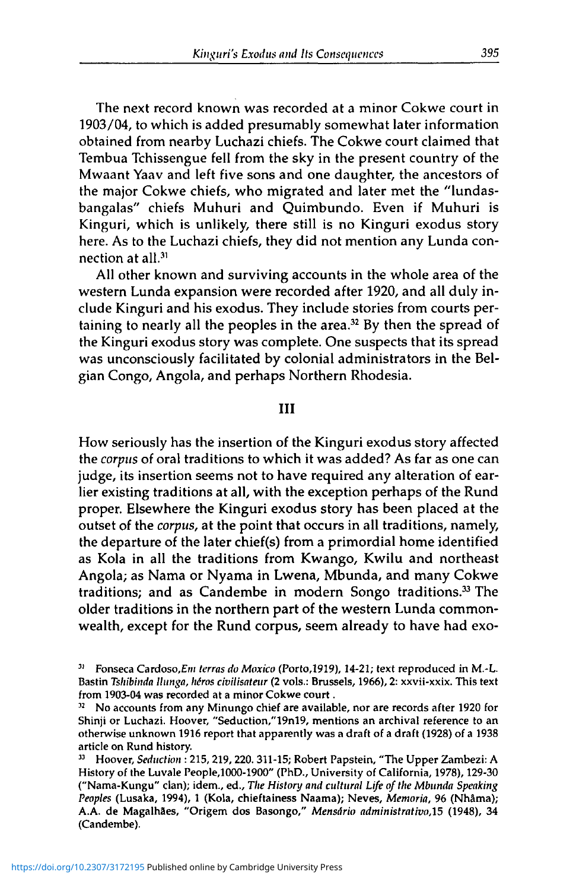The next record known was recorded at a minor Cokwe court in 1903/04, to which is added presumably somewhat later information obtained from nearby Luchazi chiefs. The Cokwe court claimed that Tembua Tchissengue fell from the sky in the present country of the Mwaant Yaav and left five sons and one daughter, the ancestors of the major Cokwe chiefs, who migrated and later met the "lundas-bangalas" chiefs Muhuri and Quimbundo. Even if Muhuri is Kinguri, which is unlikely, there still is no Kinguri exodus story here. As to the Luchazi chiefs, they did not mention any Lunda connection at all.[31]

All other known and surviving accounts in the whole area of the western Lunda expansion were recorded after 1920, and all duly include Kinguri and his exodus. They include stories from courts pertaining to nearly all the peoples in the area.[32] By then the spread of the Kinguri exodus story was complete. One suspects that its spread was unconsciously facilitated by colonial administrators in the Belgian Congo, Angola, and perhaps Northern Rhodesia.

## III

How seriously has the insertion of the Kinguri exodus story affected the *corpus* of oral traditions to which it was added? As far as one can judge, its insertion seems not to have required any alteration of earlier existing traditions at all, with the exception perhaps of the Rund proper. Elsewhere the Kinguri exodus story has been placed at the outset of the *corpus*, at the point that occurs in all traditions, namely, the departure of the later chief(s) from a primordial home identified as Kola in all the traditions from Kwango, Kwilu and northeast Angola; as Nama or Nyama in Lwena, Mbunda, and many Cokwe traditions; and as Candembe in modern Songo traditions.[33] The older traditions in the northern part of the western Lunda commonwealth, except for the Rund corpus, seem already to have had exo-

[31] Fonseca Cardoso, *Em terras do Moxico* (Porto, 1919), 14-21; text reproduced in M.-L. Bastin *Tshibinda Ilunga, héros civilisateur* (2 vols.: Brussels, 1966), 2: xxvii-xxix. This text from 1903-04 was recorded at a minor Cokwe court .

[32] No accounts from any Minungo chief are available, nor are records after 1920 for Shinji or Luchazi. Hoover, "Seduction,"19n19, mentions an archival reference to an otherwise unknown 1916 report that apparently was a draft of a draft (1928) of a 1938 article on Rund history.

[33] Hoover, *Seduction* : 215, 219, 220. 311-15; Robert Papstein, "The Upper Zambezi: A History of the Luvale People,1000-1900" (PhD., University of California, 1978), 129-30 ("Nama-Kungu" clan); idem., ed., *The History and cultural Life of the Mbunda Speaking Peoples* (Lusaka, 1994), 1 (Kola, chieftainess Naama); Neves, *Memoria*, 96 (Nhâma); A.A. de Magalhães, "Origem dos Basongo," *Mensário administrativo*,15 (1948), 34 (Candembe).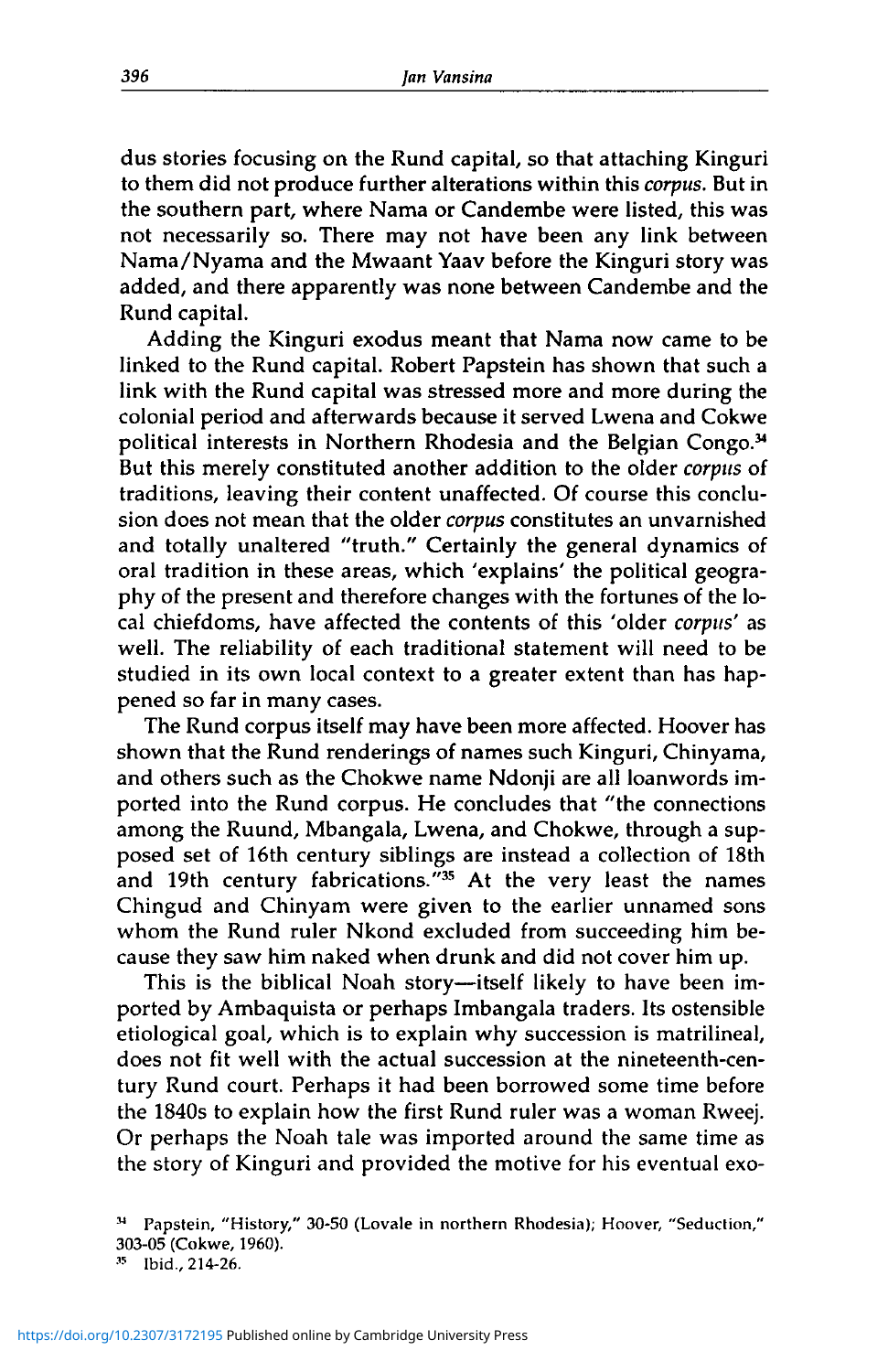dus stories focusing on the Rund capital, so that attaching Kinguri to them did not produce further alterations within this *corpus*. But in the southern part, where Nama or Candembe were listed, this was not necessarily so. There may not have been any link between Nama/Nyama and the Mwaant Yaav before the Kinguri story was added, and there apparently was none between Candembe and the Rund capital.

Adding the Kinguri exodus meant that Nama now came to be linked to the Rund capital. Robert Papstein has shown that such a link with the Rund capital was stressed more and more during the colonial period and afterwards because it served Lwena and Cokwe political interests in Northern Rhodesia and the Belgian Congo.[34] But this merely constituted another addition to the older *corpus* of traditions, leaving their content unaffected. Of course this conclusion does not mean that the older *corpus* constitutes an unvarnished and totally unaltered "truth." Certainly the general dynamics of oral tradition in these areas, which 'explains' the political geography of the present and therefore changes with the fortunes of the local chiefdoms, have affected the contents of this 'older *corpus*' as well. The reliability of each traditional statement will need to be studied in its own local context to a greater extent than has happened so far in many cases.

The Rund corpus itself may have been more affected. Hoover has shown that the Rund renderings of names such Kinguri, Chinyama, and others such as the Chokwe name Ndonji are all loanwords imported into the Rund corpus. He concludes that "the connections among the Ruund, Mbangala, Lwena, and Chokwe, through a supposed set of 16th century siblings are instead a collection of 18th and 19th century fabrications."[35] At the very least the names Chingud and Chinyam were given to the earlier unnamed sons whom the Rund ruler Nkond excluded from succeeding him because they saw him naked when drunk and did not cover him up.

This is the biblical Noah story—itself likely to have been imported by Ambaquista or perhaps Imbangala traders. Its ostensible etiological goal, which is to explain why succession is matrilineal, does not fit well with the actual succession at the nineteenth-century Rund court. Perhaps it had been borrowed some time before the 1840s to explain how the first Rund ruler was a woman Rweej. Or perhaps the Noah tale was imported around the same time as the story of Kinguri and provided the motive for his eventual exo-

[34] Papstein, "History," 30-50 (Lovale in northern Rhodesia); Hoover, "Seduction," 303-05 (Cokwe, 1960).

[35] Ibid., 214-26.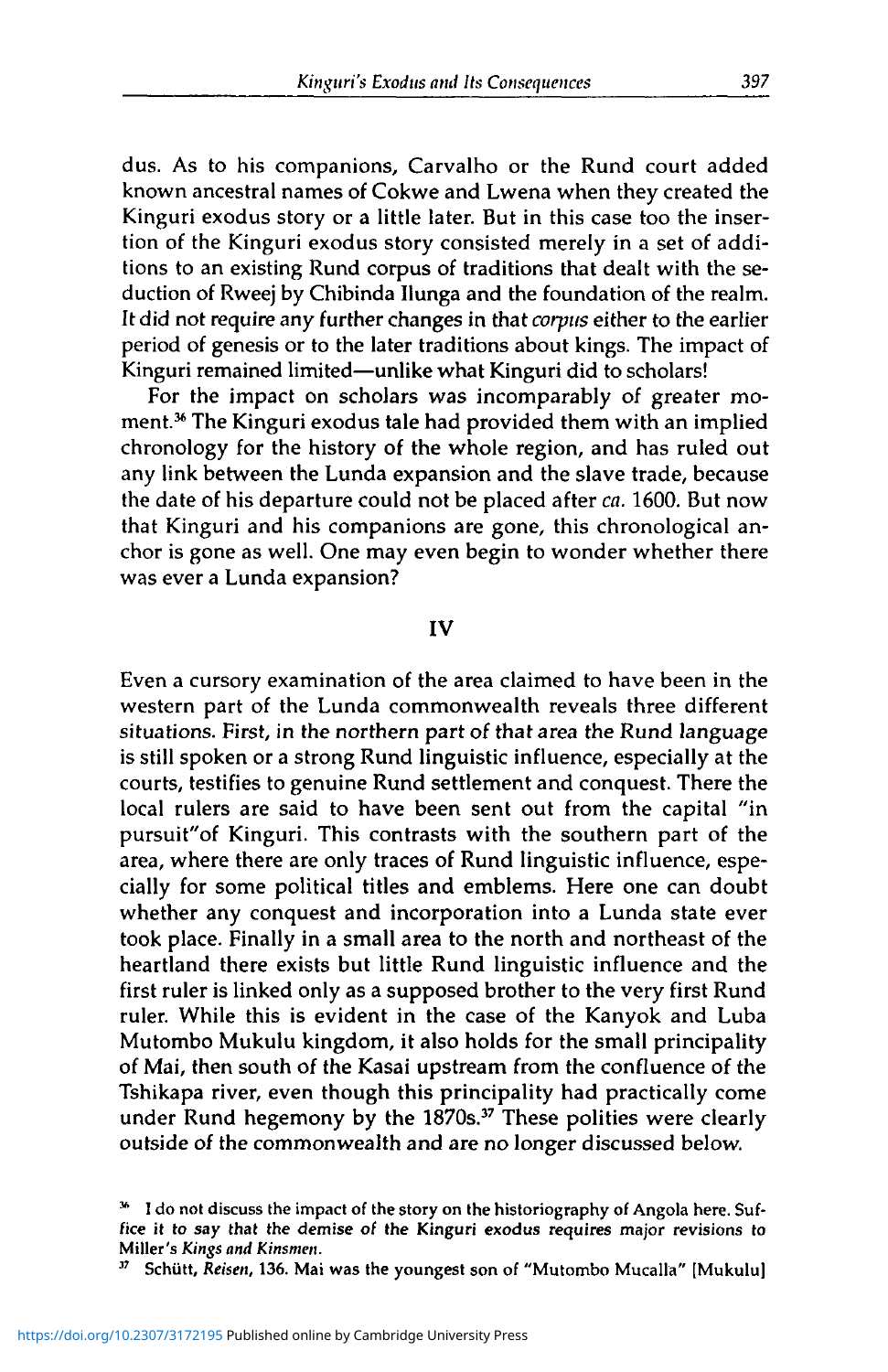dus. As to his companions, Carvalho or the Rund court added known ancestral names of Cokwe and Lwena when they created the Kinguri exodus story or a little later. But in this case too the insertion of the Kinguri exodus story consisted merely in a set of additions to an existing Rund corpus of traditions that dealt with the seduction of Rweej by Chibinda Ilunga and the foundation of the realm. It did not require any further changes in that *corpus* either to the earlier period of genesis or to the later traditions about kings. The impact of Kinguri remained limited—unlike what Kinguri did to scholars!

For the impact on scholars was incomparably of greater moment.[36] The Kinguri exodus tale had provided them with an implied chronology for the history of the whole region, and has ruled out any link between the Lunda expansion and the slave trade, because the date of his departure could not be placed after *ca.* 1600. But now that Kinguri and his companions are gone, this chronological anchor is gone as well. One may even begin to wonder whether there was ever a Lunda expansion?

## IV

Even a cursory examination of the area claimed to have been in the western part of the Lunda commonwealth reveals three different situations. First, in the northern part of that area the Rund language is still spoken or a strong Rund linguistic influence, especially at the courts, testifies to genuine Rund settlement and conquest. There the local rulers are said to have been sent out from the capital "in pursuit"of Kinguri. This contrasts with the southern part of the area, where there are only traces of Rund linguistic influence, especially for some political titles and emblems. Here one can doubt whether any conquest and incorporation into a Lunda state ever took place. Finally in a small area to the north and northeast of the heartland there exists but little Rund linguistic influence and the first ruler is linked only as a supposed brother to the very first Rund ruler. While this is evident in the case of the Kanyok and Luba Mutombo Mukulu kingdom, it also holds for the small principality of Mai, then south of the Kasai upstream from the confluence of the Tshikapa river, even though this principality had practically come under Rund hegemony by the 1870s.[37] These polities were clearly outside of the commonwealth and are no longer discussed below.

[36] I do not discuss the impact of the story on the historiography of Angola here. Suffice it to say that the demise of the Kinguri exodus requires major revisions to Miller's *Kings and Kinsmen*.

[37] Schütt, *Reisen*, 136. Mai was the youngest son of "Mutombo Mucalla" [Mukulu]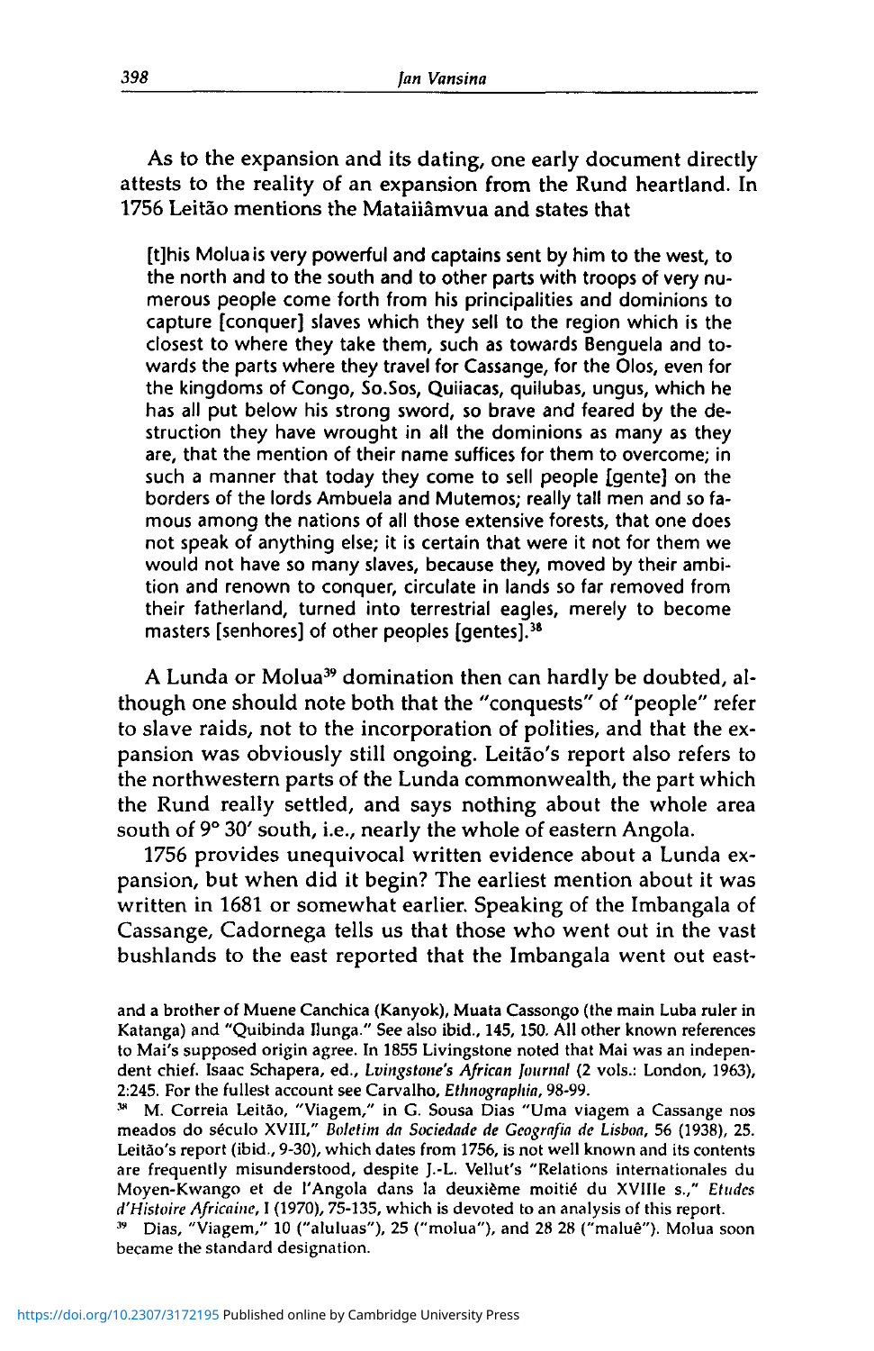As to the expansion and its dating, one early document directly attests to the reality of an expansion from the Rund heartland. In 1756 Leitão mentions the Mataiiâmvua and states that

> [t]his Molua is very powerful and captains sent by him to the west, to the north and to the south and to other parts with troops of very numerous people come forth from his principalities and dominions to capture [conquer] slaves which they sell to the region which is the closest to where they take them, such as towards Benguela and towards the parts where they travel for Cassange, for the Olos, even for the kingdoms of Congo, So.Sos, Quiiacas, quilubas, ungus, which he has all put below his strong sword, so brave and feared by the destruction they have wrought in all the dominions as many as they are, that the mention of their name suffices for them to overcome; in such a manner that today they come to sell people [gente] on the borders of the lords Ambuela and Mutemos; really tall men and so famous among the nations of all those extensive forests, that one does not speak of anything else; it is certain that were it not for them we would not have so many slaves, because they, moved by their ambition and renown to conquer, circulate in lands so far removed from their fatherland, turned into terrestrial eagles, merely to become masters [senhores] of other peoples [gentes].[38]

A Lunda or Molua[39] domination then can hardly be doubted, although one should note both that the "conquests" of "people" refer to slave raids, not to the incorporation of polities, and that the expansion was obviously still ongoing. Leitão's report also refers to the northwestern parts of the Lunda commonwealth, the part which the Rund really settled, and says nothing about the whole area south of 9° 30′ south, i.e., nearly the whole of eastern Angola.

1756 provides unequivocal written evidence about a Lunda expansion, but when did it begin? The earliest mention about it was written in 1681 or somewhat earlier. Speaking of the Imbangala of Cassange, Cadornega tells us that those who went out in the vast bushlands to the east reported that the Imbangala went out east-

---

and a brother of Muene Canchica (Kanyok), Muata Cassongo (the main Luba ruler in Katanga) and "Quibinda Ilunga." See also ibid., 145, 150. All other known references to Mai's supposed origin agree. In 1855 Livingstone noted that Mai was an independent chief. Isaac Schapera, ed., *Lvingstone's African Journal* (2 vols.: London, 1963), 2:245. For the fullest account see Carvalho, *Ethnographia*, 98-99.

[38] M. Correia Leitão, "Viagem," in G. Sousa Dias "Uma viagem a Cassange nos meados do século XVIII," *Boletim da Sociedade de Geografia de Lisboa*, 56 (1938), 25. Leitão's report (ibid., 9-30), which dates from 1756, is not well known and its contents are frequently misunderstood, despite J.-L. Vellut's "Relations internationales du Moyen-Kwango et de l'Angola dans la deuxième moitié du XVIIIe s.," *Etudes d'Histoire Africaine*, I (1970), 75-135, which is devoted to an analysis of this report.

[39] Dias, "Viagem," 10 ("aluluas"), 25 ("molua"), and 28 28 ("malué"). Molua soon became the standard designation.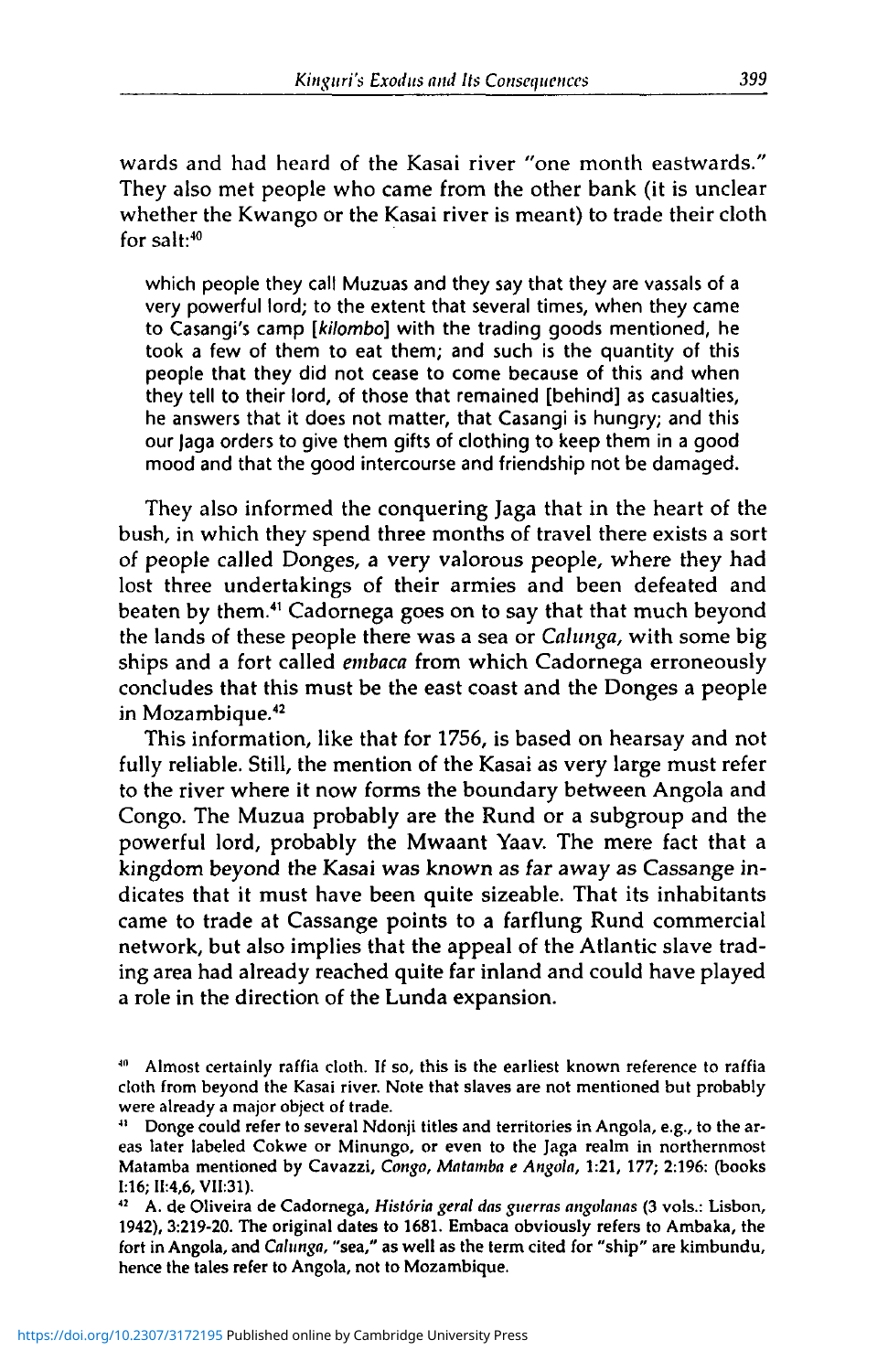wards and had heard of the Kasai river "one month eastwards." They also met people who came from the other bank (it is unclear whether the Kwango or the Kasai river is meant) to trade their cloth for salt:[40]

> which people they call Muzuas and they say that they are vassals of a very powerful lord; to the extent that several times, when they came to Casangi's camp [*kilombo*] with the trading goods mentioned, he took a few of them to eat them; and such is the quantity of this people that they did not cease to come because of this and when they tell to their lord, of those that remained [behind] as casualties, he answers that it does not matter, that Casangi is hungry; and this our Jaga orders to give them gifts of clothing to keep them in a good mood and that the good intercourse and friendship not be damaged.

They also informed the conquering Jaga that in the heart of the bush, in which they spend three months of travel there exists a sort of people called Donges, a very valorous people, where they had lost three undertakings of their armies and been defeated and beaten by them.[41] Cadornega goes on to say that that much beyond the lands of these people there was a sea or *Calunga,* with some big ships and a fort called *embaca* from which Cadornega erroneously concludes that this must be the east coast and the Donges a people in Mozambique.[42]

This information, like that for 1756, is based on hearsay and not fully reliable. Still, the mention of the Kasai as very large must refer to the river where it now forms the boundary between Angola and Congo. The Muzua probably are the Rund or a subgroup and the powerful lord, probably the Mwaant Yaav. The mere fact that a kingdom beyond the Kasai was known as far away as Cassange indicates that it must have been quite sizeable. That its inhabitants came to trade at Cassange points to a farflung Rund commercial network, but also implies that the appeal of the Atlantic slave trading area had already reached quite far inland and could have played a role in the direction of the Lunda expansion.

---

[40] Almost certainly raffia cloth. If so, this is the earliest known reference to raffia cloth from beyond the Kasai river. Note that slaves are not mentioned but probably were already a major object of trade.

[41] Donge could refer to several Ndonji titles and territories in Angola, e.g., to the areas later labeled Cokwe or Minungo, or even to the Jaga realm in northernmost Matamba mentioned by Cavazzi, *Congo, Matamba e Angola,* 1:21, 177; 2:196: (books I:16; II:4,6, VII:31).

[42] A. de Oliveira de Cadornega, *História geral das guerras angolanas* (3 vols.: Lisbon, 1942), 3:219-20. The original dates to 1681. Embaca obviously refers to Ambaka, the fort in Angola, and *Calunga,* "sea," as well as the term cited for "ship" are kimbundu, hence the tales refer to Angola, not to Mozambique.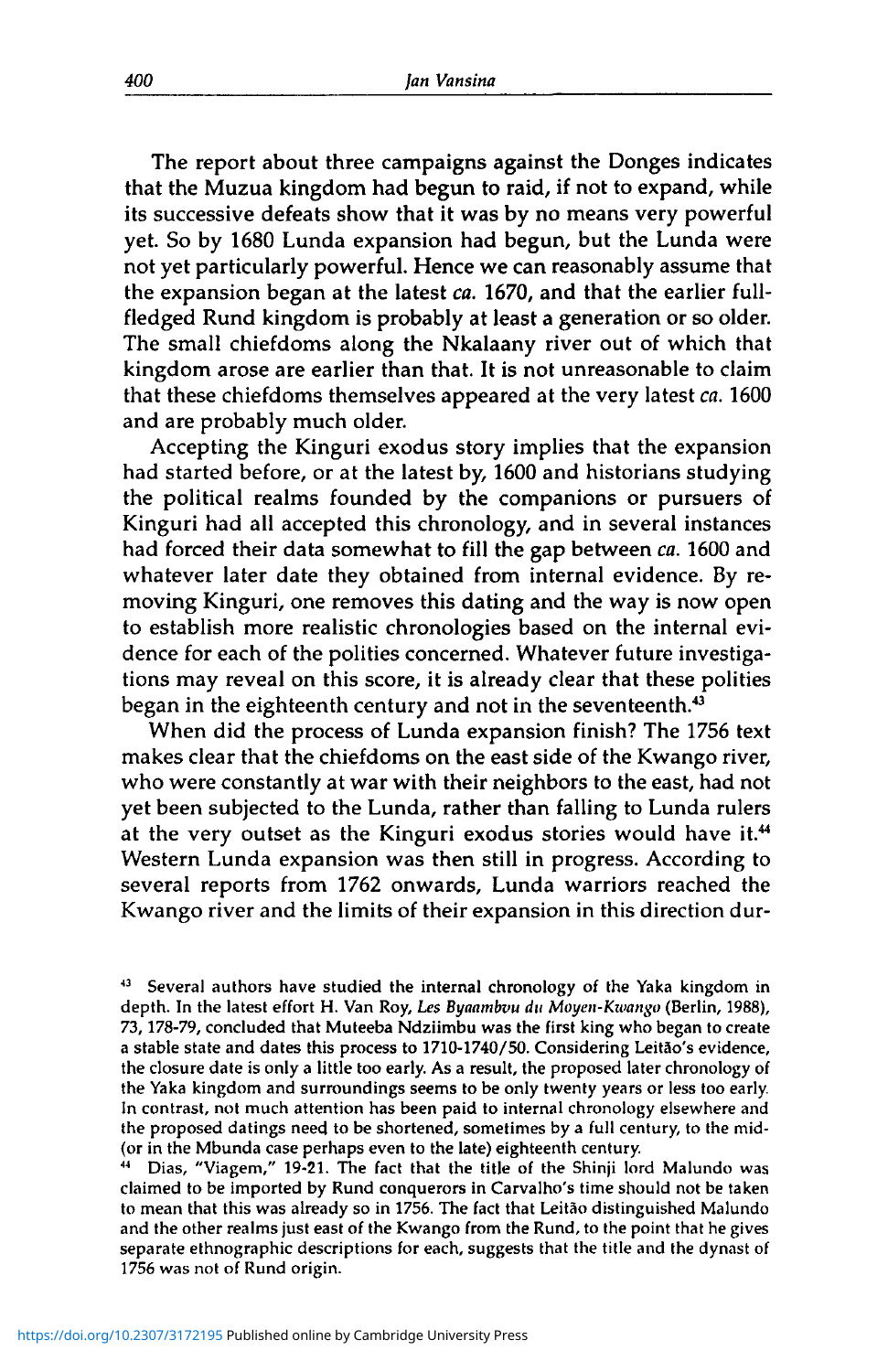The report about three campaigns against the Donges indicates that the Muzua kingdom had begun to raid, if not to expand, while its successive defeats show that it was by no means very powerful yet. So by 1680 Lunda expansion had begun, but the Lunda were not yet particularly powerful. Hence we can reasonably assume that the expansion began at the latest *ca.* 1670, and that the earlier full-fledged Rund kingdom is probably at least a generation or so older. The small chiefdoms along the Nkalaany river out of which that kingdom arose are earlier than that. It is not unreasonable to claim that these chiefdoms themselves appeared at the very latest *ca.* 1600 and are probably much older.

Accepting the Kinguri exodus story implies that the expansion had started before, or at the latest by, 1600 and historians studying the political realms founded by the companions or pursuers of Kinguri had all accepted this chronology, and in several instances had forced their data somewhat to fill the gap between *ca.* 1600 and whatever later date they obtained from internal evidence. By removing Kinguri, one removes this dating and the way is now open to establish more realistic chronologies based on the internal evidence for each of the polities concerned. Whatever future investigations may reveal on this score, it is already clear that these polities began in the eighteenth century and not in the seventeenth.[43]

When did the process of Lunda expansion finish? The 1756 text makes clear that the chiefdoms on the east side of the Kwango river, who were constantly at war with their neighbors to the east, had not yet been subjected to the Lunda, rather than falling to Lunda rulers at the very outset as the Kinguri exodus stories would have it.[44] Western Lunda expansion was then still in progress. According to several reports from 1762 onwards, Lunda warriors reached the Kwango river and the limits of their expansion in this direction dur-

[43] Several authors have studied the internal chronology of the Yaka kingdom in depth. In the latest effort H. Van Roy, *Les Byaambvu du Moyen-Kwango* (Berlin, 1988), 73, 178-79, concluded that Muteeba Ndziimbu was the first king who began to create a stable state and dates this process to 1710-1740/50. Considering Leitão's evidence, the closure date is only a little too early. As a result, the proposed later chronology of the Yaka kingdom and surroundings seems to be only twenty years or less too early. In contrast, not much attention has been paid to internal chronology elsewhere and the proposed datings need to be shortened, sometimes by a full century, to the mid- (or in the Mbunda case perhaps even to the late) eighteenth century.

[44] Dias, "Viagem," 19-21. The fact that the title of the Shinji lord Malundo was claimed to be imported by Rund conquerors in Carvalho's time should not be taken to mean that this was already so in 1756. The fact that Leitão distinguished Malundo and the other realms just east of the Kwango from the Rund, to the point that he gives separate ethnographic descriptions for each, suggests that the title and the dynast of 1756 was not of Rund origin.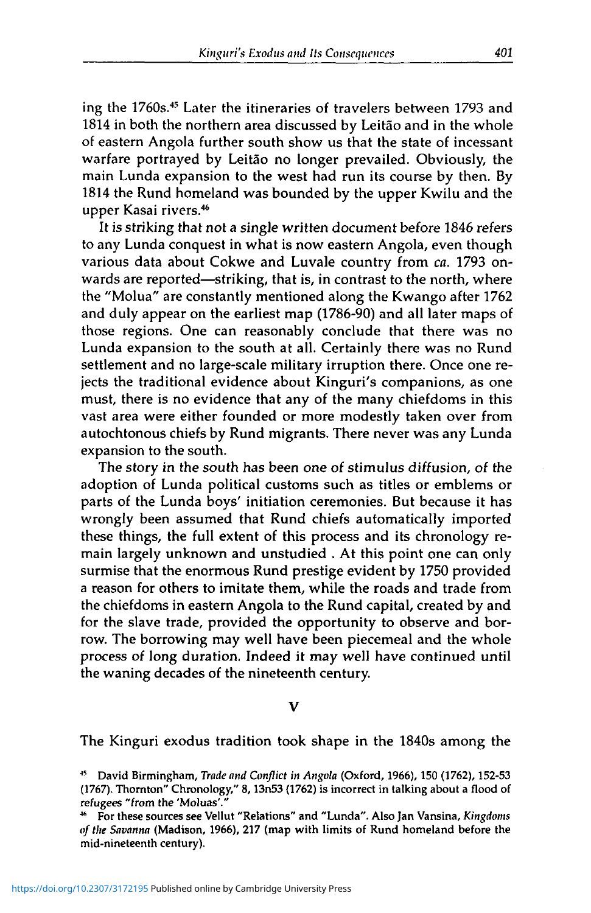ing the 1760s.[45] Later the itineraries of travelers between 1793 and 1814 in both the northern area discussed by Leitão and in the whole of eastern Angola further south show us that the state of incessant warfare portrayed by Leitão no longer prevailed. Obviously, the main Lunda expansion to the west had run its course by then. By 1814 the Rund homeland was bounded by the upper Kwilu and the upper Kasai rivers.[46]

It is striking that not a single written document before 1846 refers to any Lunda conquest in what is now eastern Angola, even though various data about Cokwe and Luvale country from *ca.* 1793 onwards are reported—striking, that is, in contrast to the north, where the "Molua" are constantly mentioned along the Kwango after 1762 and duly appear on the earliest map (1786-90) and all later maps of those regions. One can reasonably conclude that there was no Lunda expansion to the south at all. Certainly there was no Rund settlement and no large-scale military irruption there. Once one rejects the traditional evidence about Kinguri's companions, as one must, there is no evidence that any of the many chiefdoms in this vast area were either founded or more modestly taken over from autochtonous chiefs by Rund migrants. There never was any Lunda expansion to the south.

The story in the south has been one of stimulus diffusion, of the adoption of Lunda political customs such as titles or emblems or parts of the Lunda boys' initiation ceremonies. But because it has wrongly been assumed that Rund chiefs automatically imported these things, the full extent of this process and its chronology remain largely unknown and unstudied . At this point one can only surmise that the enormous Rund prestige evident by 1750 provided a reason for others to imitate them, while the roads and trade from the chiefdoms in eastern Angola to the Rund capital, created by and for the slave trade, provided the opportunity to observe and borrow. The borrowing may well have been piecemeal and the whole process of long duration. Indeed it may well have continued until the waning decades of the nineteenth century.

## V

The Kinguri exodus tradition took shape in the 1840s among the

[45] David Birmingham, *Trade and Conflict in Angola* (Oxford, 1966), 150 (1762), 152-53 (1767). Thornton" Chronology," 8, 13n53 (1762) is incorrect in talking about a flood of refugees "from the 'Moluas'."

[46] For these sources see Vellut "Relations" and "Lunda". Also Jan Vansina, *Kingdoms of the Savanna* (Madison, 1966), 217 (map with limits of Rund homeland before the mid-nineteenth century).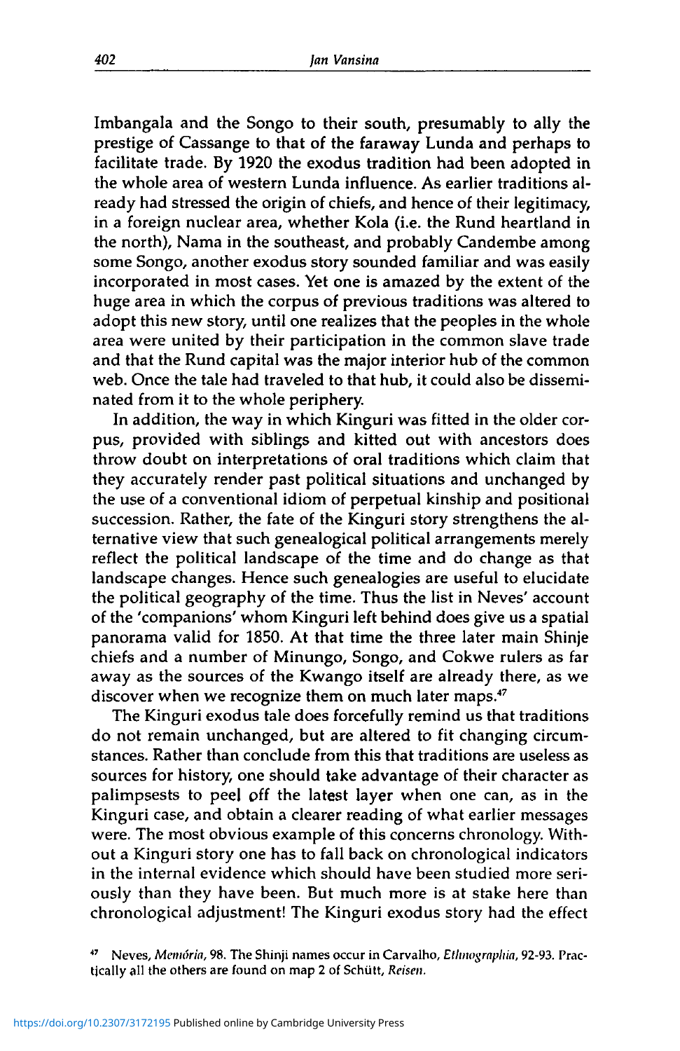Imbangala and the Songo to their south, presumably to ally the prestige of Cassange to that of the faraway Lunda and perhaps to facilitate trade. By 1920 the exodus tradition had been adopted in the whole area of western Lunda influence. As earlier traditions already had stressed the origin of chiefs, and hence of their legitimacy, in a foreign nuclear area, whether Kola (i.e. the Rund heartland in the north), Nama in the southeast, and probably Candembe among some Songo, another exodus story sounded familiar and was easily incorporated in most cases. Yet one is amazed by the extent of the huge area in which the corpus of previous traditions was altered to adopt this new story, until one realizes that the peoples in the whole area were united by their participation in the common slave trade and that the Rund capital was the major interior hub of the common web. Once the tale had traveled to that hub, it could also be disseminated from it to the whole periphery.

In addition, the way in which Kinguri was fitted in the older corpus, provided with siblings and kitted out with ancestors does throw doubt on interpretations of oral traditions which claim that they accurately render past political situations and unchanged by the use of a conventional idiom of perpetual kinship and positional succession. Rather, the fate of the Kinguri story strengthens the alternative view that such genealogical political arrangements merely reflect the political landscape of the time and do change as that landscape changes. Hence such genealogies are useful to elucidate the political geography of the time. Thus the list in Neves' account of the 'companions' whom Kinguri left behind does give us a spatial panorama valid for 1850. At that time the three later main Shinje chiefs and a number of Minungo, Songo, and Cokwe rulers as far away as the sources of the Kwango itself are already there, as we discover when we recognize them on much later maps.[47]

The Kinguri exodus tale does forcefully remind us that traditions do not remain unchanged, but are altered to fit changing circumstances. Rather than conclude from this that traditions are useless as sources for history, one should take advantage of their character as palimpsests to peel off the latest layer when one can, as in the Kinguri case, and obtain a clearer reading of what earlier messages were. The most obvious example of this concerns chronology. Without a Kinguri story one has to fall back on chronological indicators in the internal evidence which should have been studied more seriously than they have been. But much more is at stake here than chronological adjustment! The Kinguri exodus story had the effect

[47] Neves, *Memória*, 98. The Shinji names occur in Carvalho, *Ethnographia*, 92-93. Practically all the others are found on map 2 of Schütt, *Reisen*.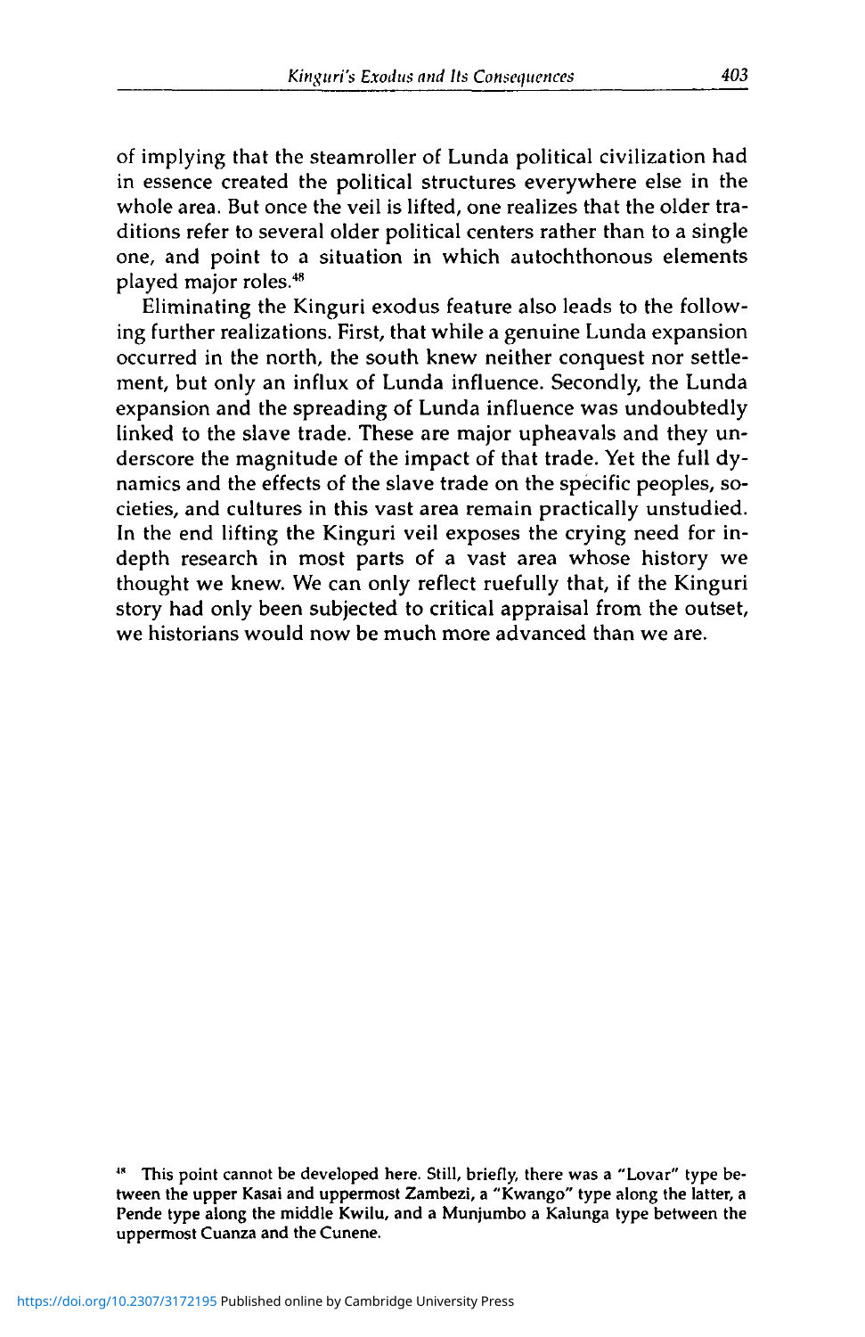of implying that the steamroller of Lunda political civilization had in essence created the political structures everywhere else in the whole area. But once the veil is lifted, one realizes that the older traditions refer to several older political centers rather than to a single one, and point to a situation in which autochthonous elements played major roles.[48]

Eliminating the Kinguri exodus feature also leads to the following further realizations. First, that while a genuine Lunda expansion occurred in the north, the south knew neither conquest nor settlement, but only an influx of Lunda influence. Secondly, the Lunda expansion and the spreading of Lunda influence was undoubtedly linked to the slave trade. These are major upheavals and they underscore the magnitude of the impact of that trade. Yet the full dynamics and the effects of the slave trade on the specific peoples, societies, and cultures in this vast area remain practically unstudied. In the end lifting the Kinguri veil exposes the crying need for in-depth research in most parts of a vast area whose history we thought we knew. We can only reflect ruefully that, if the Kinguri story had only been subjected to critical appraisal from the outset, we historians would now be much more advanced than we are.

[48] This point cannot be developed here. Still, briefly, there was a "Lovar" type between the upper Kasai and uppermost Zambezi, a "Kwango" type along the latter, a Pende type along the middle Kwilu, and a Munjumbo a Kalunga type between the uppermost Cuanza and the Cunene.

https://doi.org/10.2307/3172195 Published online by Cambridge University Press